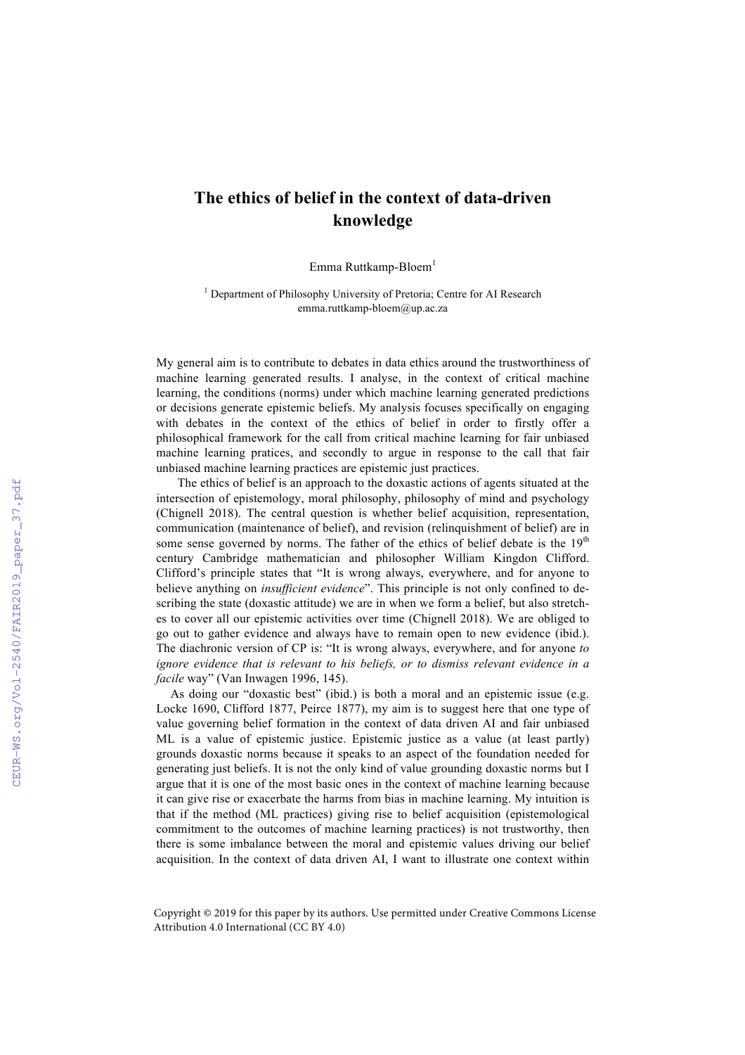# The ethics of belief in the context of data-driven knowledge

Emma Ruttkamp-Bloem[1]

[1] Department of Philosophy University of Pretoria; Centre for AI Research
emma.ruttkamp-bloem@up.ac.za

My general aim is to contribute to debates in data ethics around the trustworthiness of machine learning generated results. I analyse, in the context of critical machine learning, the conditions (norms) under which machine learning generated predictions or decisions generate epistemic beliefs. My analysis focuses specifically on engaging with debates in the context of the ethics of belief in order to firstly offer a philosophical framework for the call from critical machine learning for fair unbiased machine learning pratices, and secondly to argue in response to the call that fair unbiased machine learning practices are epistemic just practices.

The ethics of belief is an approach to the doxastic actions of agents situated at the intersection of epistemology, moral philosophy, philosophy of mind and psychology (Chignell 2018). The central question is whether belief acquisition, representation, communication (maintenance of belief), and revision (relinquishment of belief) are in some sense governed by norms. The father of the ethics of belief debate is the 19th century Cambridge mathematician and philosopher William Kingdon Clifford. Clifford's principle states that "It is wrong always, everywhere, and for anyone to believe anything on *insufficient evidence*". This principle is not only confined to describing the state (doxastic attitude) we are in when we form a belief, but also stretches to cover all our epistemic activities over time (Chignell 2018). We are obliged to go out to gather evidence and always have to remain open to new evidence (ibid.). The diachronic version of CP is: "It is wrong always, everywhere, and for anyone *to ignore evidence that is relevant to his beliefs, or to dismiss relevant evidence in a facile* way" (Van Inwagen 1996, 145).

As doing our "doxastic best" (ibid.) is both a moral and an epistemic issue (e.g. Locke 1690, Clifford 1877, Peirce 1877), my aim is to suggest here that one type of value governing belief formation in the context of data driven AI and fair unbiased ML is a value of epistemic justice. Epistemic justice as a value (at least partly) grounds doxastic norms because it speaks to an aspect of the foundation needed for generating just beliefs. It is not the only kind of value grounding doxastic norms but I argue that it is one of the most basic ones in the context of machine learning because it can give rise or exacerbate the harms from bias in machine learning. My intuition is that if the method (ML practices) giving rise to belief acquisition (epistemological commitment to the outcomes of machine learning practices) is not trustworthy, then there is some imbalance between the moral and epistemic values driving our belief acquisition. In the context of data driven AI, I want to illustrate one context within

Copyright © 2019 for this paper by its authors. Use permitted under Creative Commons License Attribution 4.0 International (CC BY 4.0)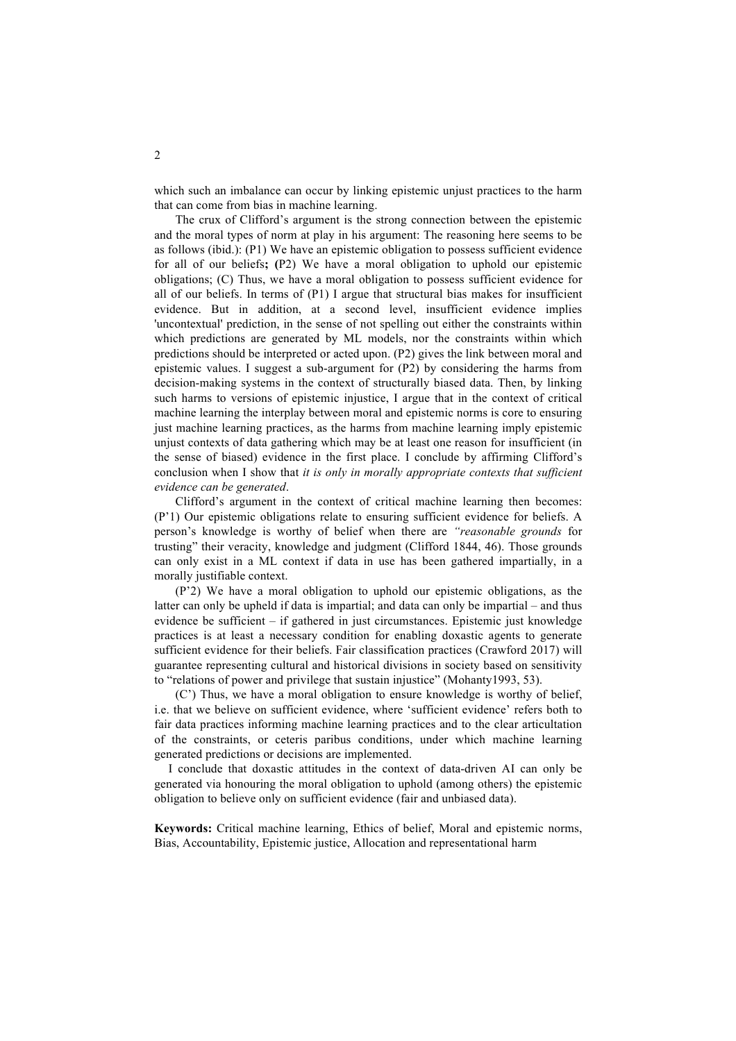which such an imbalance can occur by linking epistemic unjust practices to the harm that can come from bias in machine learning.

The crux of Clifford's argument is the strong connection between the epistemic and the moral types of norm at play in his argument: The reasoning here seems to be as follows (ibid.): (P1) We have an epistemic obligation to possess sufficient evidence for all of our beliefs**; (**P2) We have a moral obligation to uphold our epistemic obligations; (C) Thus, we have a moral obligation to possess sufficient evidence for all of our beliefs. In terms of (P1) I argue that structural bias makes for insufficient evidence. But in addition, at a second level, insufficient evidence implies 'uncontextual' prediction, in the sense of not spelling out either the constraints within which predictions are generated by ML models, nor the constraints within which predictions should be interpreted or acted upon. (P2) gives the link between moral and epistemic values. I suggest a sub-argument for (P2) by considering the harms from decision-making systems in the context of structurally biased data. Then, by linking such harms to versions of epistemic injustice, I argue that in the context of critical machine learning the interplay between moral and epistemic norms is core to ensuring just machine learning practices, as the harms from machine learning imply epistemic unjust contexts of data gathering which may be at least one reason for insufficient (in the sense of biased) evidence in the first place. I conclude by affirming Clifford's conclusion when I show that *it is only in morally appropriate contexts that sufficient evidence can be generated*.

Clifford's argument in the context of critical machine learning then becomes: (P'1) Our epistemic obligations relate to ensuring sufficient evidence for beliefs. A person's knowledge is worthy of belief when there are *"reasonable grounds* for trusting" their veracity, knowledge and judgment (Clifford 1844, 46). Those grounds can only exist in a ML context if data in use has been gathered impartially, in a morally justifiable context.

(P'2) We have a moral obligation to uphold our epistemic obligations, as the latter can only be upheld if data is impartial; and data can only be impartial – and thus evidence be sufficient – if gathered in just circumstances. Epistemic just knowledge practices is at least a necessary condition for enabling doxastic agents to generate sufficient evidence for their beliefs. Fair classification practices (Crawford 2017) will guarantee representing cultural and historical divisions in society based on sensitivity to "relations of power and privilege that sustain injustice" (Mohanty1993, 53).

(C') Thus, we have a moral obligation to ensure knowledge is worthy of belief, i.e. that we believe on sufficient evidence, where 'sufficient evidence' refers both to fair data practices informing machine learning practices and to the clear articultation of the constraints, or ceteris paribus conditions, under which machine learning generated predictions or decisions are implemented.

I conclude that doxastic attitudes in the context of data-driven AI can only be generated via honouring the moral obligation to uphold (among others) the epistemic obligation to believe only on sufficient evidence (fair and unbiased data).

**Keywords:** Critical machine learning, Ethics of belief, Moral and epistemic norms, Bias, Accountability, Epistemic justice, Allocation and representational harm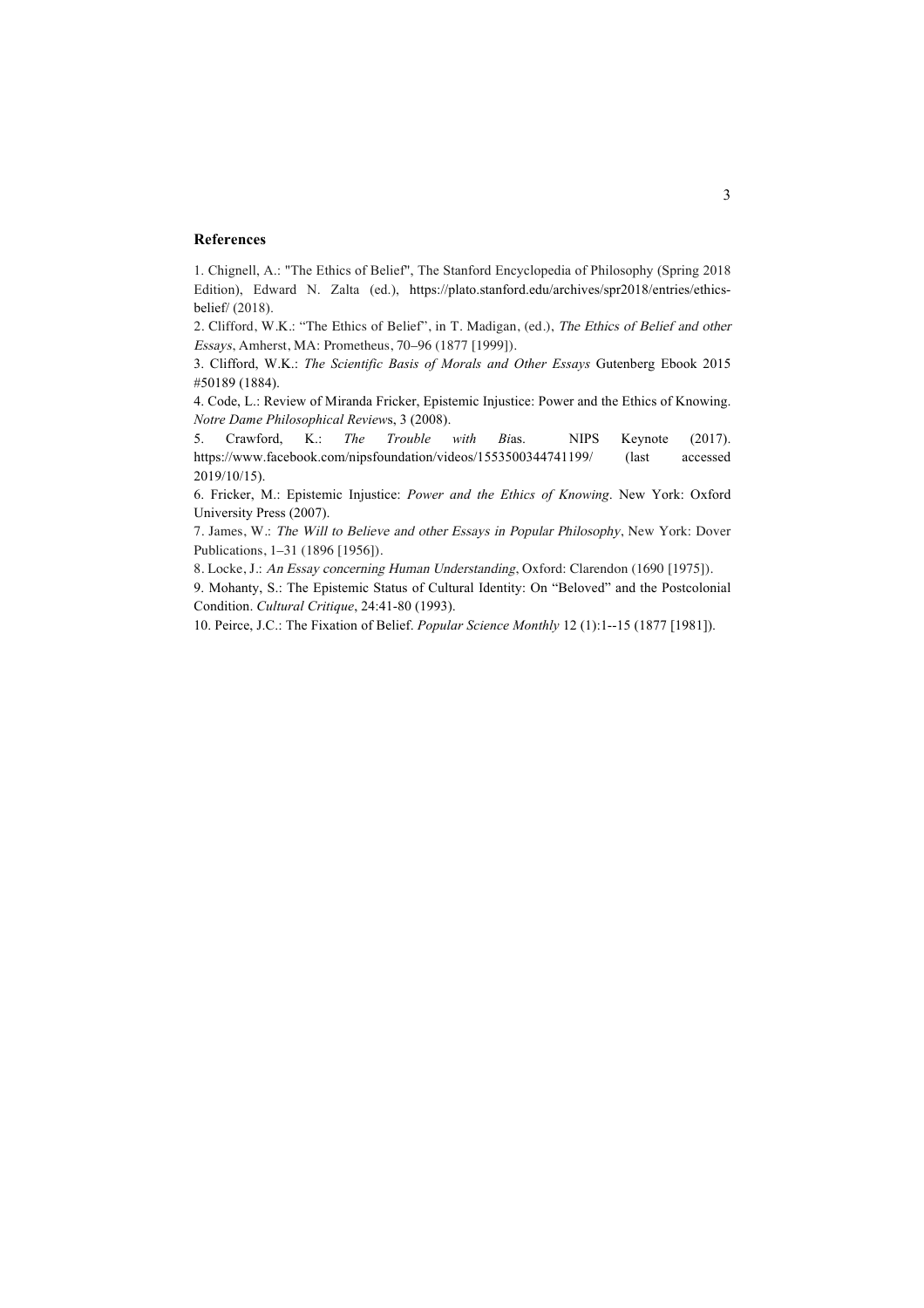### References

1. Chignell, A.: "The Ethics of Belief", The Stanford Encyclopedia of Philosophy (Spring 2018 Edition), Edward N. Zalta (ed.), https://plato.stanford.edu/archives/spr2018/entries/ethics-belief/ (2018).

2. Clifford, W.K.: "The Ethics of Belief", in T. Madigan, (ed.), *The Ethics of Belief and other Essays*, Amherst, MA: Prometheus, 70–96 (1877 [1999]).

3. Clifford, W.K.: *The Scientific Basis of Morals and Other Essays* Gutenberg Ebook 2015 #50189 (1884).

4. Code, L.: Review of Miranda Fricker, Epistemic Injustice: Power and the Ethics of Knowing. *Notre Dame Philosophical Reviews*, 3 (2008).

5. Crawford, K.: *The Trouble with Bias*. NIPS Keynote (2017). https://www.facebook.com/nipsfoundation/videos/1553500344741199/ (last accessed 2019/10/15).

6. Fricker, M.: Epistemic Injustice: *Power and the Ethics of Knowing*. New York: Oxford University Press (2007).

7. James, W.: *The Will to Believe and other Essays in Popular Philosophy*, New York: Dover Publications, 1–31 (1896 [1956]).

8. Locke, J.: *An Essay concerning Human Understanding*, Oxford: Clarendon (1690 [1975]).

9. Mohanty, S.: The Epistemic Status of Cultural Identity: On "Beloved" and the Postcolonial Condition. *Cultural Critique*, 24:41-80 (1993).

10. Peirce, J.C.: The Fixation of Belief. *Popular Science Monthly* 12 (1):1--15 (1877 [1981]).